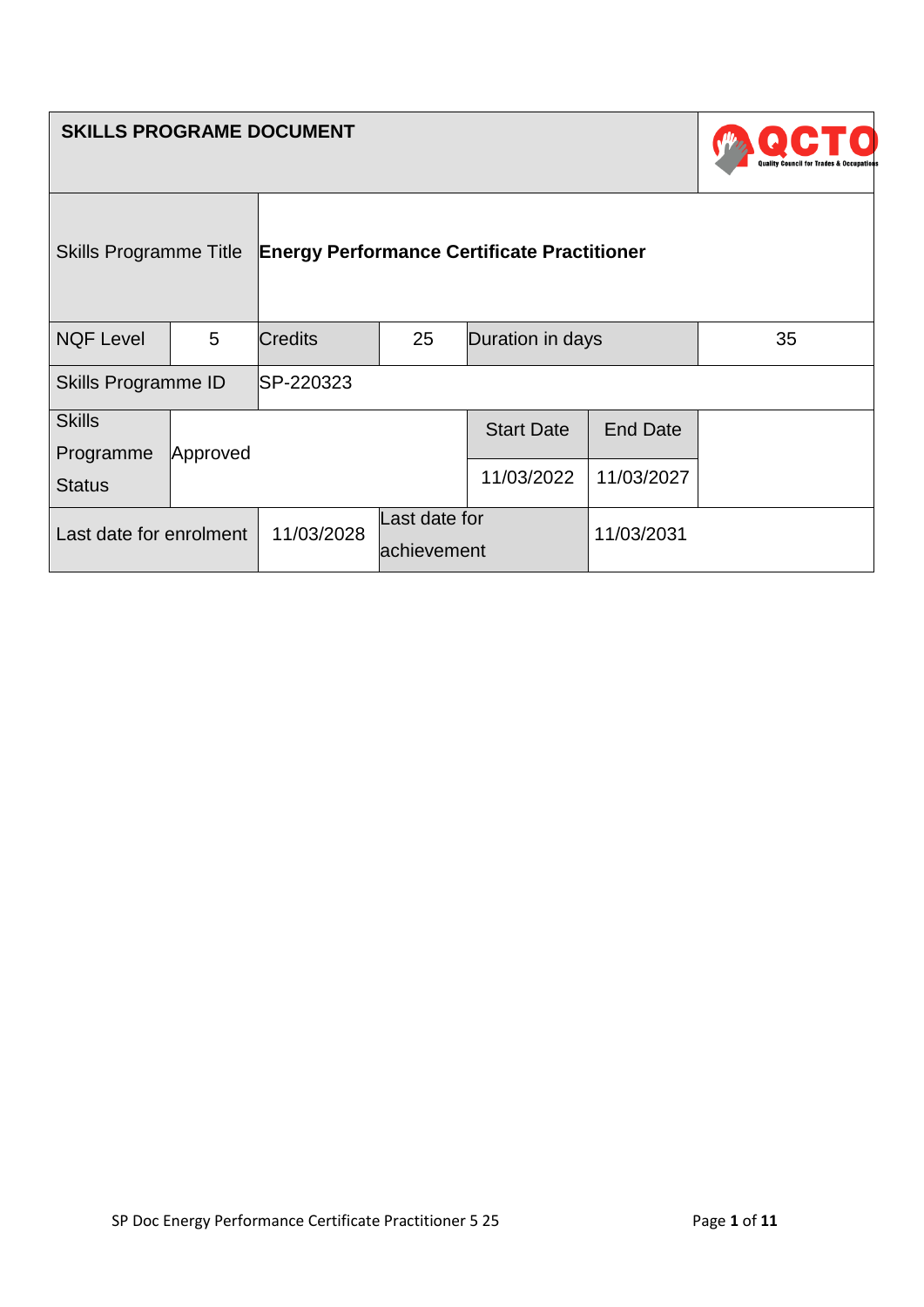## SKILLS PROGRAME DOCUMENT

| | | | | | | |
|---|---|---|---|---|---|---|
| Skills Programme Title | | **Energy Performance Certificate Practitioner** | | | | |
| NQF Level | 5 | Credits | 25 | Duration in days | | 35 |
| Skills Programme ID | | SP-220323 | | | | |
| Skills Programme Status | Approved | | | Start Date | End Date | |
| | | | | 11/03/2022 | 11/03/2027 | |
| Last date for enrolment | | 11/03/2028 | Last date for achievement | | 11/03/2031 | |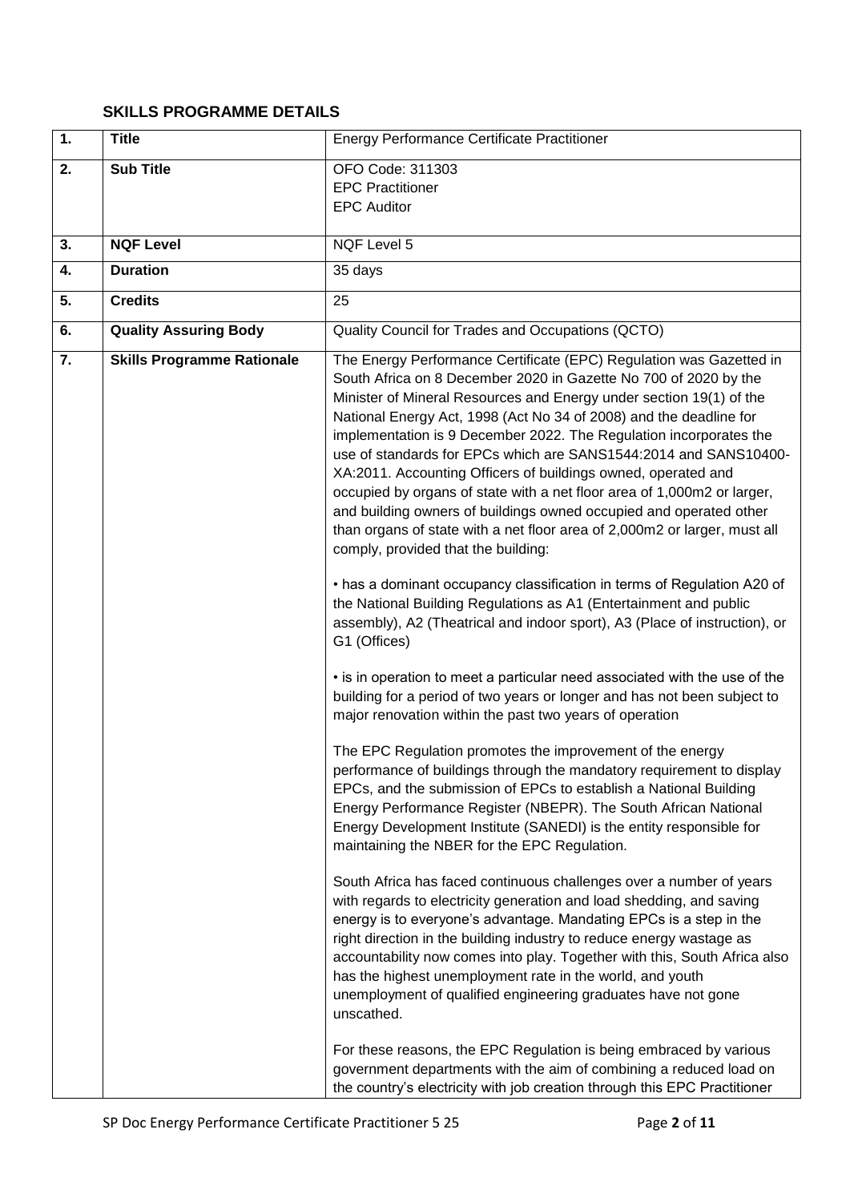## SKILLS PROGRAMME DETAILS

| 1. | **Title** | Energy Performance Certificate Practitioner |
|---|---|---|
| 2. | **Sub Title** | OFO Code: 311303<br>EPC Practitioner<br>EPC Auditor |
| 3. | **NQF Level** | NQF Level 5 |
| 4. | **Duration** | 35 days |
| 5. | **Credits** | 25 |
| 6. | **Quality Assuring Body** | Quality Council for Trades and Occupations (QCTO) |
| 7. | **Skills Programme Rationale** | The Energy Performance Certificate (EPC) Regulation was Gazetted in South Africa on 8 December 2020 in Gazette No 700 of 2020 by the Minister of Mineral Resources and Energy under section 19(1) of the National Energy Act, 1998 (Act No 34 of 2008) and the deadline for implementation is 9 December 2022. The Regulation incorporates the use of standards for EPCs which are SANS1544:2014 and SANS10400-XA:2011. Accounting Officers of buildings owned, operated and occupied by organs of state with a net floor area of 1,000m2 or larger, and building owners of buildings owned occupied and operated other than organs of state with a net floor area of 2,000m2 or larger, must all comply, provided that the building:<br><br>• has a dominant occupancy classification in terms of Regulation A20 of the National Building Regulations as A1 (Entertainment and public assembly), A2 (Theatrical and indoor sport), A3 (Place of instruction), or G1 (Offices)<br><br>• is in operation to meet a particular need associated with the use of the building for a period of two years or longer and has not been subject to major renovation within the past two years of operation<br><br>The EPC Regulation promotes the improvement of the energy performance of buildings through the mandatory requirement to display EPCs, and the submission of EPCs to establish a National Building Energy Performance Register (NBEPR). The South African National Energy Development Institute (SANEDI) is the entity responsible for maintaining the NBER for the EPC Regulation.<br><br>South Africa has faced continuous challenges over a number of years with regards to electricity generation and load shedding, and saving energy is to everyone's advantage. Mandating EPCs is a step in the right direction in the building industry to reduce energy wastage as accountability now comes into play. Together with this, South Africa also has the highest unemployment rate in the world, and youth unemployment of qualified engineering graduates have not gone unscathed.<br><br>For these reasons, the EPC Regulation is being embraced by various government departments with the aim of combining a reduced load on the country's electricity with job creation through this EPC Practitioner |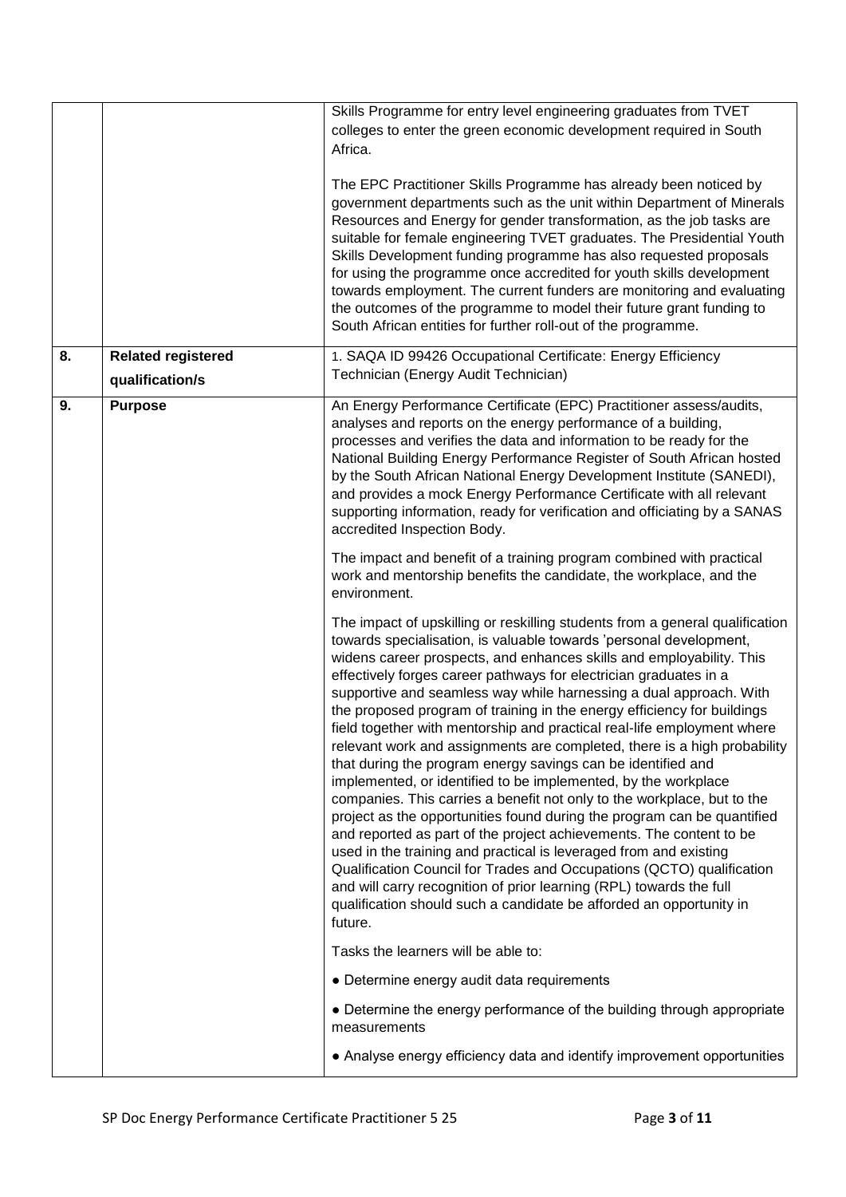|  |  |  |
|---|---|---|
|  |  | Skills Programme for entry level engineering graduates from TVET colleges to enter the green economic development required in South Africa.<br><br>The EPC Practitioner Skills Programme has already been noticed by government departments such as the unit within Department of Minerals Resources and Energy for gender transformation, as the job tasks are suitable for female engineering TVET graduates. The Presidential Youth Skills Development funding programme has also requested proposals for using the programme once accredited for youth skills development towards employment. The current funders are monitoring and evaluating the outcomes of the programme to model their future grant funding to South African entities for further roll-out of the programme. |
| **8.** | **Related registered qualification/s** | 1. SAQA ID 99426 Occupational Certificate: Energy Efficiency Technician (Energy Audit Technician) |
| **9.** | **Purpose** | An Energy Performance Certificate (EPC) Practitioner assess/audits, analyses and reports on the energy performance of a building, processes and verifies the data and information to be ready for the National Building Energy Performance Register of South African hosted by the South African National Energy Development Institute (SANEDI), and provides a mock Energy Performance Certificate with all relevant supporting information, ready for verification and officiating by a SANAS accredited Inspection Body.<br><br>The impact and benefit of a training program combined with practical work and mentorship benefits the candidate, the workplace, and the environment.<br><br>The impact of upskilling or reskilling students from a general qualification towards specialisation, is valuable towards 'personal development, widens career prospects, and enhances skills and employability. This effectively forges career pathways for electrician graduates in a supportive and seamless way while harnessing a dual approach. With the proposed program of training in the energy efficiency for buildings field together with mentorship and practical real-life employment where relevant work and assignments are completed, there is a high probability that during the program energy savings can be identified and implemented, or identified to be implemented, by the workplace companies. This carries a benefit not only to the workplace, but to the project as the opportunities found during the program can be quantified and reported as part of the project achievements. The content to be used in the training and practical is leveraged from and existing Qualification Council for Trades and Occupations (QCTO) qualification and will carry recognition of prior learning (RPL) towards the full qualification should such a candidate be afforded an opportunity in future.<br><br>Tasks the learners will be able to:<br><br>• Determine energy audit data requirements<br><br>• Determine the energy performance of the building through appropriate measurements<br><br>• Analyse energy efficiency data and identify improvement opportunities |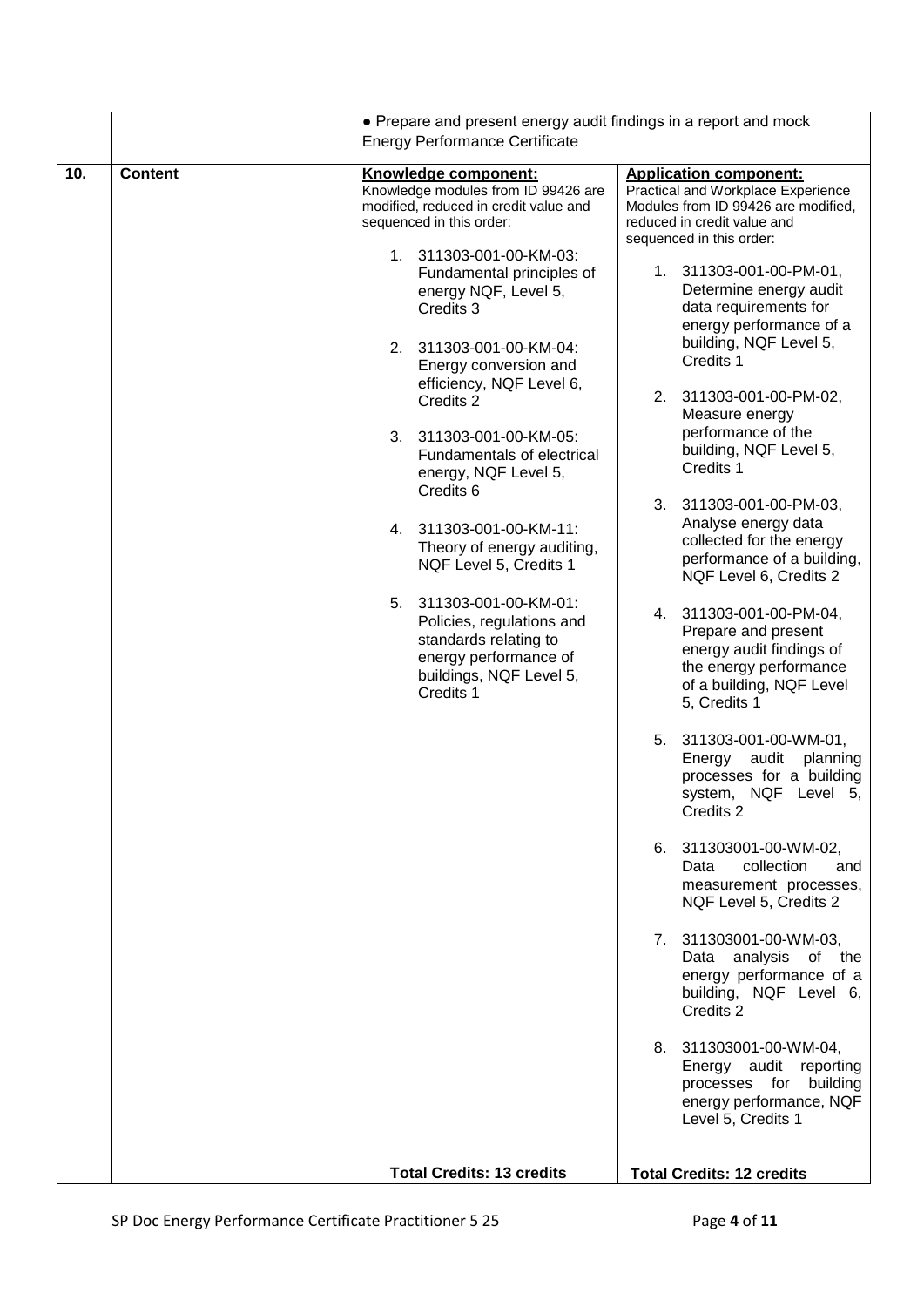| | | | |
|---|---|---|---|
| | | • Prepare and present energy audit findings in a report and mock Energy Performance Certificate | |
| **10.** | **Content** | **Knowledge component:**<br>Knowledge modules from ID 99426 are modified, reduced in credit value and sequenced in this order:<br><br>1. 311303-001-00-KM-03: Fundamental principles of energy NQF, Level 5, Credits 3<br><br>2. 311303-001-00-KM-04: Energy conversion and efficiency, NQF Level 6, Credits 2<br><br>3. 311303-001-00-KM-05: Fundamentals of electrical energy, NQF Level 5, Credits 6<br><br>4. 311303-001-00-KM-11: Theory of energy auditing, NQF Level 5, Credits 1<br><br>5. 311303-001-00-KM-01: Policies, regulations and standards relating to energy performance of buildings, NQF Level 5, Credits 1 | **Application component:**<br>Practical and Workplace Experience Modules from ID 99426 are modified, reduced in credit value and sequenced in this order:<br><br>1. 311303-001-00-PM-01, Determine energy audit data requirements for energy performance of a building, NQF Level 5, Credits 1<br><br>2. 311303-001-00-PM-02, Measure energy performance of the building, NQF Level 5, Credits 1<br><br>3. 311303-001-00-PM-03, Analyse energy data collected for the energy performance of a building, NQF Level 6, Credits 2<br><br>4. 311303-001-00-PM-04, Prepare and present energy audit findings of the energy performance of a building, NQF Level 5, Credits 1<br><br>5. 311303-001-00-WM-01, Energy audit planning processes for a building system, NQF Level 5, Credits 2<br><br>6. 311303001-00-WM-02, Data collection and measurement processes, NQF Level 5, Credits 2<br><br>7. 311303001-00-WM-03, Data analysis of the energy performance of a building, NQF Level 6, Credits 2<br><br>8. 311303001-00-WM-04, Energy audit reporting processes for building energy performance, NQF Level 5, Credits 1 |
| | | **Total Credits: 13 credits** | **Total Credits: 12 credits** |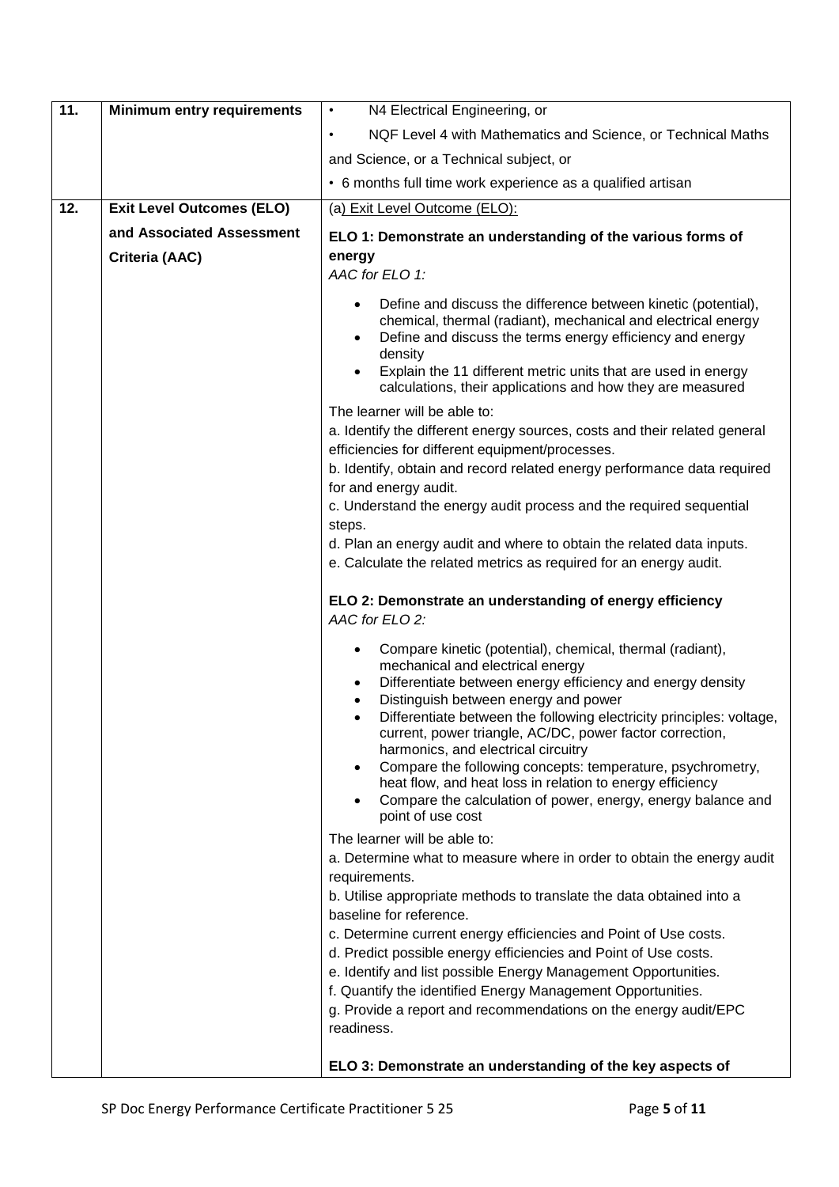| 11. | **Minimum entry requirements** | • N4 Electrical Engineering, or<br>• NQF Level 4 with Mathematics and Science, or Technical Maths and Science, or a Technical subject, or<br>• 6 months full time work experience as a qualified artisan |
|---|---|---|
| 12. | **Exit Level Outcomes (ELO) and Associated Assessment Criteria (AAC)** | (a) Exit Level Outcome (ELO):<br>**ELO 1: Demonstrate an understanding of the various forms of energy**<br>*AAC for ELO 1:*<br>• Define and discuss the difference between kinetic (potential), chemical, thermal (radiant), mechanical and electrical energy<br>• Define and discuss the terms energy efficiency and energy density<br>• Explain the 11 different metric units that are used in energy calculations, their applications and how they are measured<br>The learner will be able to:<br>a. Identify the different energy sources, costs and their related general efficiencies for different equipment/processes.<br>b. Identify, obtain and record related energy performance data required for and energy audit.<br>c. Understand the energy audit process and the required sequential steps.<br>d. Plan an energy audit and where to obtain the related data inputs.<br>e. Calculate the related metrics as required for an energy audit.<br><br>**ELO 2: Demonstrate an understanding of energy efficiency**<br>*AAC for ELO 2:*<br>• Compare kinetic (potential), chemical, thermal (radiant), mechanical and electrical energy<br>• Differentiate between energy efficiency and energy density<br>• Distinguish between energy and power<br>• Differentiate between the following electricity principles: voltage, current, power triangle, AC/DC, power factor correction, harmonics, and electrical circuitry<br>• Compare the following concepts: temperature, psychrometry, heat flow, and heat loss in relation to energy efficiency<br>• Compare the calculation of power, energy, energy balance and point of use cost<br>The learner will be able to:<br>a. Determine what to measure where in order to obtain the energy audit requirements.<br>b. Utilise appropriate methods to translate the data obtained into a baseline for reference.<br>c. Determine current energy efficiencies and Point of Use costs.<br>d. Predict possible energy efficiencies and Point of Use costs.<br>e. Identify and list possible Energy Management Opportunities.<br>f. Quantify the identified Energy Management Opportunities.<br>g. Provide a report and recommendations on the energy audit/EPC readiness.<br><br>**ELO 3: Demonstrate an understanding of the key aspects of** |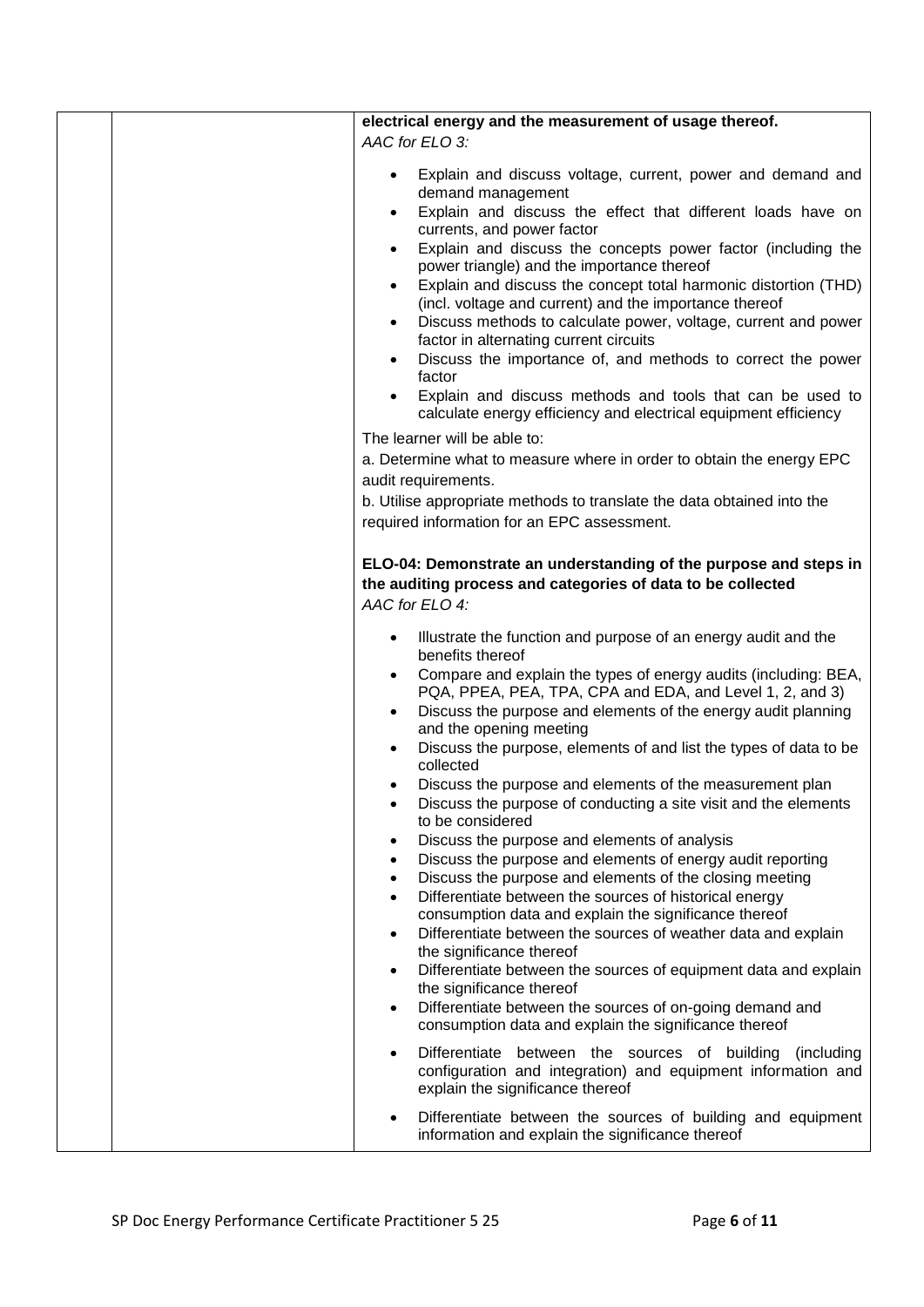| | | **electrical energy and the measurement of usage thereof.**<br>*AAC for ELO 3:*<br>• Explain and discuss voltage, current, power and demand and demand management<br>• Explain and discuss the effect that different loads have on currents, and power factor<br>• Explain and discuss the concepts power factor (including the power triangle) and the importance thereof<br>• Explain and discuss the concept total harmonic distortion (THD) (incl. voltage and current) and the importance thereof<br>• Discuss methods to calculate power, voltage, current and power factor in alternating current circuits<br>• Discuss the importance of, and methods to correct the power factor<br>• Explain and discuss methods and tools that can be used to calculate energy efficiency and electrical equipment efficiency<br><br>The learner will be able to:<br>a. Determine what to measure where in order to obtain the energy EPC audit requirements.<br>b. Utilise appropriate methods to translate the data obtained into the required information for an EPC assessment.<br><br>**ELO-04: Demonstrate an understanding of the purpose and steps in the auditing process and categories of data to be collected**<br>*AAC for ELO 4:*<br>• Illustrate the function and purpose of an energy audit and the benefits thereof<br>• Compare and explain the types of energy audits (including: BEA, PQA, PPEA, PEA, TPA, CPA and EDA, and Level 1, 2, and 3)<br>• Discuss the purpose and elements of the energy audit planning and the opening meeting<br>• Discuss the purpose, elements of and list the types of data to be collected<br>• Discuss the purpose and elements of the measurement plan<br>• Discuss the purpose of conducting a site visit and the elements to be considered<br>• Discuss the purpose and elements of analysis<br>• Discuss the purpose and elements of energy audit reporting<br>• Discuss the purpose and elements of the closing meeting<br>• Differentiate between the sources of historical energy consumption data and explain the significance thereof<br>• Differentiate between the sources of weather data and explain the significance thereof<br>• Differentiate between the sources of equipment data and explain the significance thereof<br>• Differentiate between the sources of on-going demand and consumption data and explain the significance thereof<br>• Differentiate between the sources of building (including configuration and integration) and equipment information and explain the significance thereof<br>• Differentiate between the sources of building and equipment information and explain the significance thereof |
|---|---|---|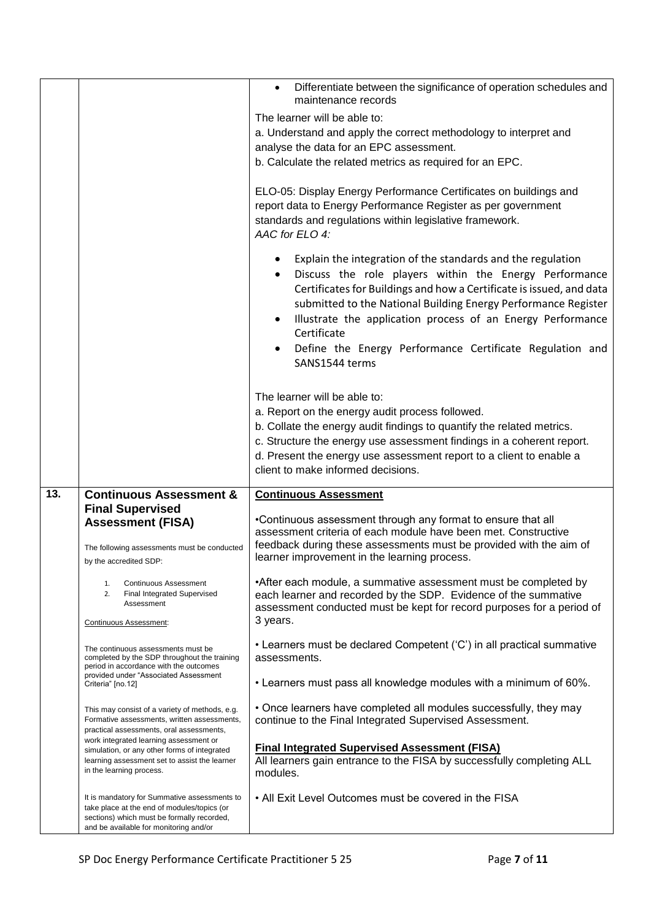| | | |
|---|---|---|
| | | • Differentiate between the significance of operation schedules and maintenance records<br><br>The learner will be able to:<br>a. Understand and apply the correct methodology to interpret and analyse the data for an EPC assessment.<br>b. Calculate the related metrics as required for an EPC.<br><br>ELO-05: Display Energy Performance Certificates on buildings and report data to Energy Performance Register as per government standards and regulations within legislative framework.<br>*AAC for ELO 4:*<br><br>• Explain the integration of the standards and the regulation<br>• Discuss the role players within the Energy Performance Certificates for Buildings and how a Certificate is issued, and data submitted to the National Building Energy Performance Register<br>• Illustrate the application process of an Energy Performance Certificate<br>• Define the Energy Performance Certificate Regulation and SANS1544 terms<br><br>The learner will be able to:<br>a. Report on the energy audit process followed.<br>b. Collate the energy audit findings to quantify the related metrics.<br>c. Structure the energy use assessment findings in a coherent report.<br>d. Present the energy use assessment report to a client to enable a client to make informed decisions. |
| **13.** | **Continuous Assessment & Final Supervised Assessment (FISA)**<br><br>The following assessments must be conducted by the accredited SDP:<br><br>1. Continuous Assessment<br>2. Final Integrated Supervised Assessment<br><br>Continuous Assessment:<br><br>The continuous assessments must be completed by the SDP throughout the training period in accordance with the outcomes provided under "Associated Assessment Criteria" [no.12]<br><br>This may consist of a variety of methods, e.g. Formative assessments, written assessments, practical assessments, oral assessments, work integrated learning assessment or simulation, or any other forms of integrated learning assessment set to assist the learner in the learning process.<br><br>It is mandatory for Summative assessments to take place at the end of modules/topics (or sections) which must be formally recorded, and be available for monitoring and/or | **Continuous Assessment**<br><br>•Continuous assessment through any format to ensure that all assessment criteria of each module have been met. Constructive feedback during these assessments must be provided with the aim of learner improvement in the learning process.<br><br>•After each module, a summative assessment must be completed by each learner and recorded by the SDP. Evidence of the summative assessment conducted must be kept for record purposes for a period of 3 years.<br><br>• Learners must be declared Competent ('C') in all practical summative assessments.<br><br>• Learners must pass all knowledge modules with a minimum of 60%.<br><br>• Once learners have completed all modules successfully, they may continue to the Final Integrated Supervised Assessment.<br><br>**Final Integrated Supervised Assessment (FISA)**<br>All learners gain entrance to the FISA by successfully completing ALL modules.<br><br>• All Exit Level Outcomes must be covered in the FISA |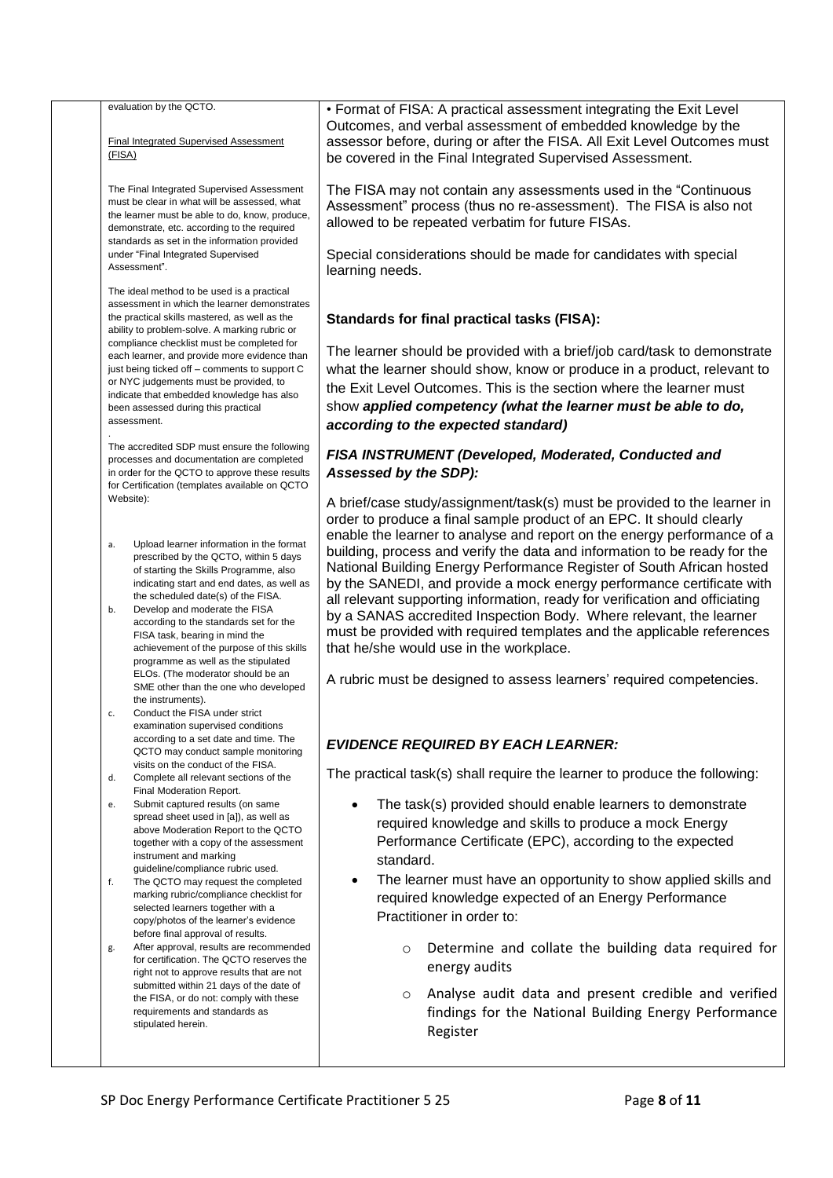| | evaluation by the QCTO.<br><br><u>Final Integrated Supervised Assessment (FISA)</u><br><br>The Final Integrated Supervised Assessment must be clear in what will be assessed, what the learner must be able to do, know, produce, demonstrate, etc. according to the required standards as set in the information provided under "Final Integrated Supervised Assessment".<br><br>The ideal method to be used is a practical assessment in which the learner demonstrates the practical skills mastered, as well as the ability to problem-solve. A marking rubric or compliance checklist must be completed for each learner, and provide more evidence than just being ticked off – comments to support C or NYC judgements must be provided, to indicate that embedded knowledge has also been assessed during this practical assessment.<br><br>.<br>The accredited SDP must ensure the following processes and documentation are completed in order for the QCTO to approve these results for Certification (templates available on QCTO Website):<br><br>a. Upload learner information in the format prescribed by the QCTO, within 5 days of starting the Skills Programme, also indicating start and end dates, as well as the scheduled date(s) of the FISA.<br>b. Develop and moderate the FISA according to the standards set for the FISA task, bearing in mind the achievement of the purpose of this skills programme as well as the stipulated ELOs. (The moderator should be an SME other than the one who developed the instruments).<br>c. Conduct the FISA under strict examination supervised conditions according to a set date and time. The QCTO may conduct sample monitoring visits on the conduct of the FISA.<br>d. Complete all relevant sections of the Final Moderation Report.<br>e. Submit captured results (on same spread sheet used in [a]), as well as above Moderation Report to the QCTO together with a copy of the assessment instrument and marking guideline/compliance rubric used.<br>f. The QCTO may request the completed marking rubric/compliance checklist for selected learners together with a copy/photos of the learner's evidence before final approval of results.<br>g. After approval, results are recommended for certification. The QCTO reserves the right not to approve results that are not submitted within 21 days of the date of the FISA, or do not: comply with these requirements and standards as stipulated herein. | • Format of FISA: A practical assessment integrating the Exit Level Outcomes, and verbal assessment of embedded knowledge by the assessor before, during or after the FISA. All Exit Level Outcomes must be covered in the Final Integrated Supervised Assessment.<br><br>The FISA may not contain any assessments used in the "Continuous Assessment" process (thus no re-assessment). The FISA is also not allowed to be repeated verbatim for future FISAs.<br><br>Special considerations should be made for candidates with special learning needs.<br><br>**Standards for final practical tasks (FISA):**<br><br>The learner should be provided with a brief/job card/task to demonstrate what the learner should show, know or produce in a product, relevant to the Exit Level Outcomes. This is the section where the learner must show ***applied competency (what the learner must be able to do, according to the expected standard)***<br><br>***FISA INSTRUMENT (Developed, Moderated, Conducted and Assessed by the SDP):***<br><br>A brief/case study/assignment/task(s) must be provided to the learner in order to produce a final sample product of an EPC. It should clearly enable the learner to analyse and report on the energy performance of a building, process and verify the data and information to be ready for the National Building Energy Performance Register of South African hosted by the SANEDI, and provide a mock energy performance certificate with all relevant supporting information, ready for verification and officiating by a SANAS accredited Inspection Body. Where relevant, the learner must be provided with required templates and the applicable references that he/she would use in the workplace.<br><br>A rubric must be designed to assess learners' required competencies.<br><br>***EVIDENCE REQUIRED BY EACH LEARNER:***<br><br>The practical task(s) shall require the learner to produce the following:<br><br>• The task(s) provided should enable learners to demonstrate required knowledge and skills to produce a mock Energy Performance Certificate (EPC), according to the expected standard.<br>• The learner must have an opportunity to show applied skills and required knowledge expected of an Energy Performance Practitioner in order to:<br>  ○ Determine and collate the building data required for energy audits<br>  ○ Analyse audit data and present credible and verified findings for the National Building Energy Performance Register |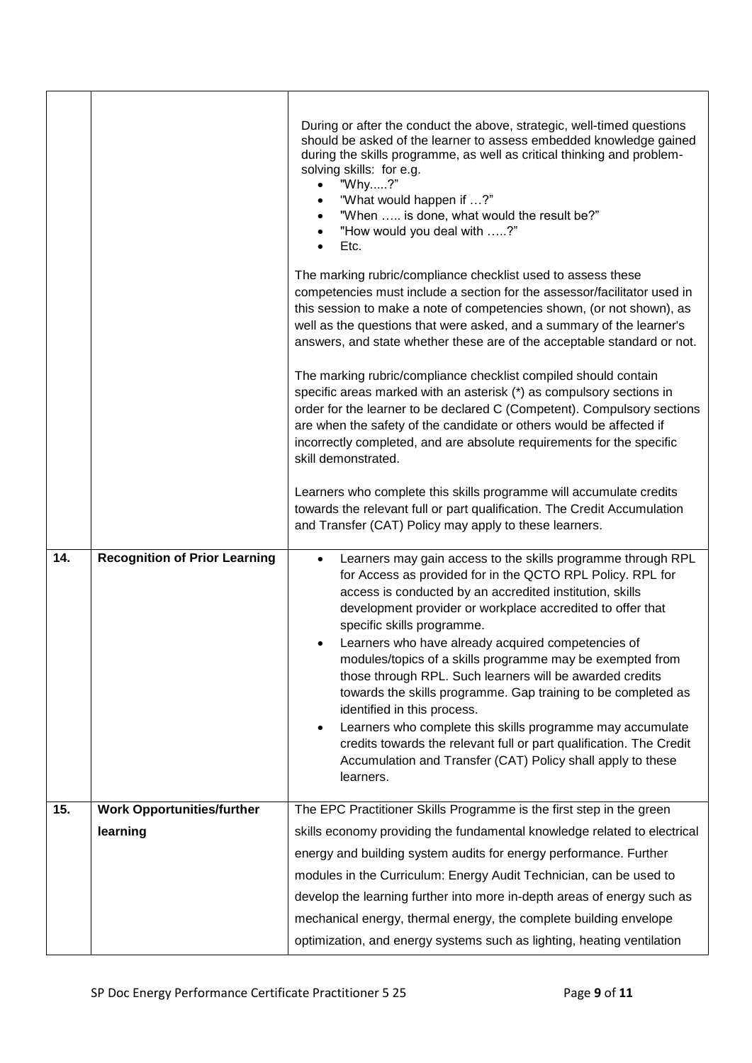| | | |
|---|---|---|
| | | During or after the conduct the above, strategic, well-timed questions should be asked of the learner to assess embedded knowledge gained during the skills programme, as well as critical thinking and problem-solving skills: for e.g.<br>• "Why.....?"<br>• "What would happen if …?"<br>• "When ….. is done, what would the result be?"<br>• "How would you deal with …..?"<br>• Etc.<br><br>The marking rubric/compliance checklist used to assess these competencies must include a section for the assessor/facilitator used in this session to make a note of competencies shown, (or not shown), as well as the questions that were asked, and a summary of the learner's answers, and state whether these are of the acceptable standard or not.<br><br>The marking rubric/compliance checklist compiled should contain specific areas marked with an asterisk (*) as compulsory sections in order for the learner to be declared C (Competent). Compulsory sections are when the safety of the candidate or others would be affected if incorrectly completed, and are absolute requirements for the specific skill demonstrated.<br><br>Learners who complete this skills programme will accumulate credits towards the relevant full or part qualification. The Credit Accumulation and Transfer (CAT) Policy may apply to these learners. |
| **14.** | **Recognition of Prior Learning** | • Learners may gain access to the skills programme through RPL for Access as provided for in the QCTO RPL Policy. RPL for access is conducted by an accredited institution, skills development provider or workplace accredited to offer that specific skills programme.<br>• Learners who have already acquired competencies of modules/topics of a skills programme may be exempted from those through RPL. Such learners will be awarded credits towards the skills programme. Gap training to be completed as identified in this process.<br>• Learners who complete this skills programme may accumulate credits towards the relevant full or part qualification. The Credit Accumulation and Transfer (CAT) Policy shall apply to these learners. |
| **15.** | **Work Opportunities/further learning** | The EPC Practitioner Skills Programme is the first step in the green skills economy providing the fundamental knowledge related to electrical energy and building system audits for energy performance. Further modules in the Curriculum: Energy Audit Technician, can be used to develop the learning further into more in-depth areas of energy such as mechanical energy, thermal energy, the complete building envelope optimization, and energy systems such as lighting, heating ventilation |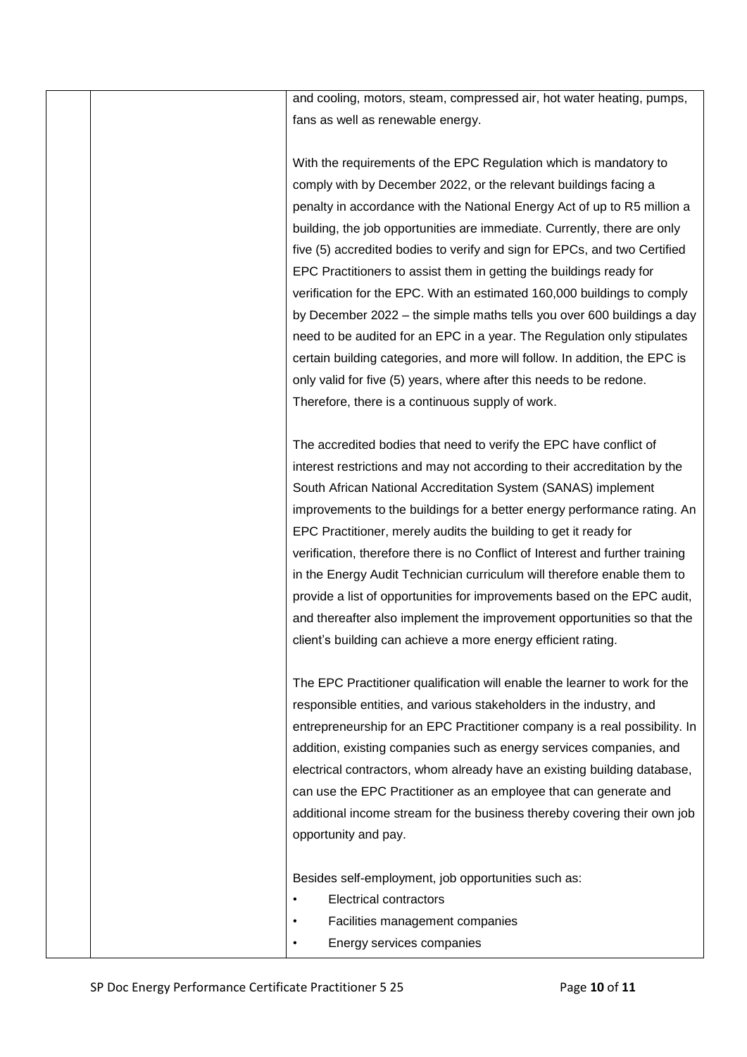| | | and cooling, motors, steam, compressed air, hot water heating, pumps, fans as well as renewable energy.<br><br>With the requirements of the EPC Regulation which is mandatory to comply with by December 2022, or the relevant buildings facing a penalty in accordance with the National Energy Act of up to R5 million a building, the job opportunities are immediate. Currently, there are only five (5) accredited bodies to verify and sign for EPCs, and two Certified EPC Practitioners to assist them in getting the buildings ready for verification for the EPC. With an estimated 160,000 buildings to comply by December 2022 – the simple maths tells you over 600 buildings a day need to be audited for an EPC in a year. The Regulation only stipulates certain building categories, and more will follow. In addition, the EPC is only valid for five (5) years, where after this needs to be redone. Therefore, there is a continuous supply of work.<br><br>The accredited bodies that need to verify the EPC have conflict of interest restrictions and may not according to their accreditation by the South African National Accreditation System (SANAS) implement improvements to the buildings for a better energy performance rating. An EPC Practitioner, merely audits the building to get it ready for verification, therefore there is no Conflict of Interest and further training in the Energy Audit Technician curriculum will therefore enable them to provide a list of opportunities for improvements based on the EPC audit, and thereafter also implement the improvement opportunities so that the client's building can achieve a more energy efficient rating.<br><br>The EPC Practitioner qualification will enable the learner to work for the responsible entities, and various stakeholders in the industry, and entrepreneurship for an EPC Practitioner company is a real possibility. In addition, existing companies such as energy services companies, and electrical contractors, whom already have an existing building database, can use the EPC Practitioner as an employee that can generate and additional income stream for the business thereby covering their own job opportunity and pay.<br><br>Besides self-employment, job opportunities such as:<br>• Electrical contractors<br>• Facilities management companies<br>• Energy services companies |
|---|---|---|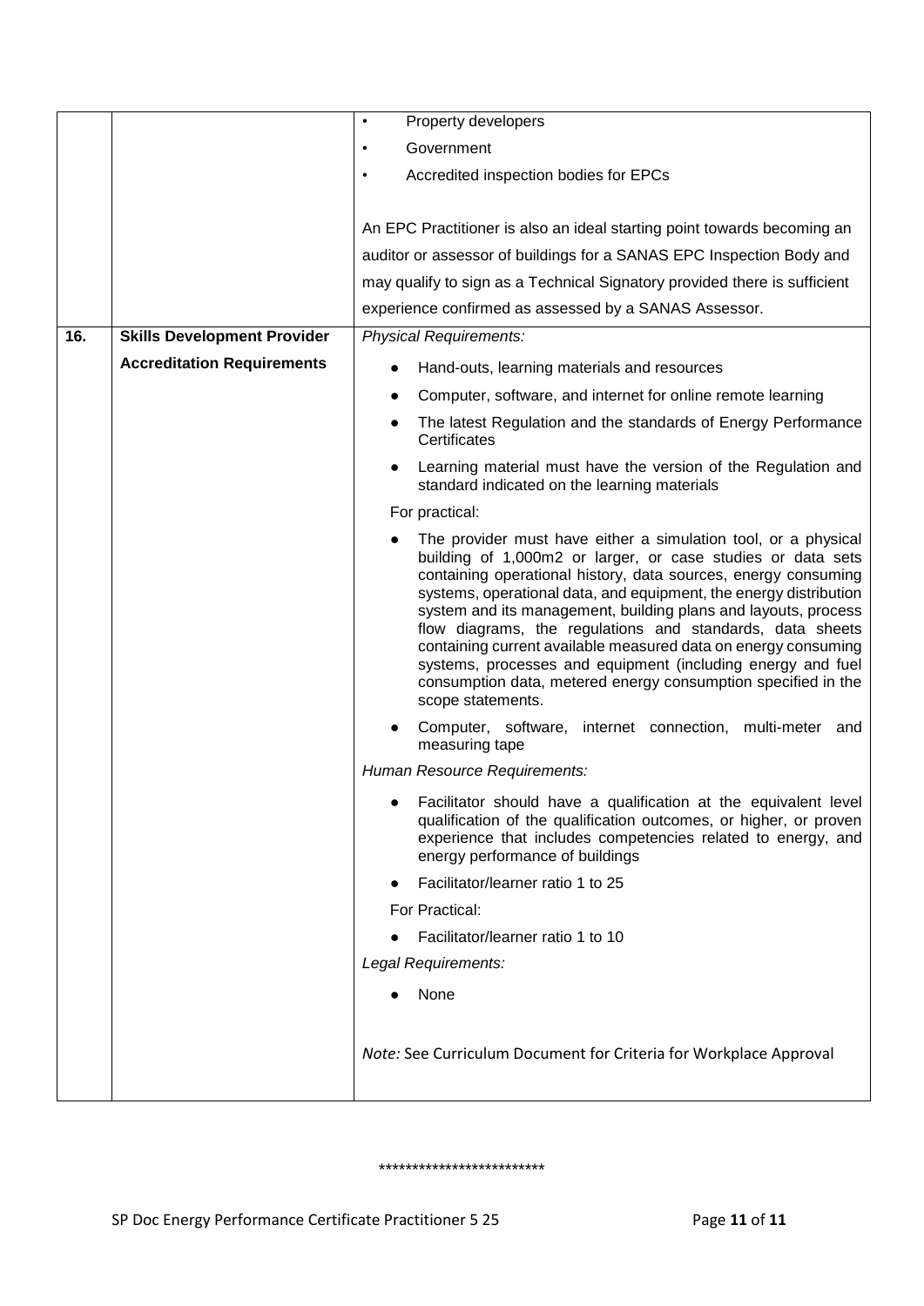| | | |
|---|---|---|
| | | • Property developers<br>• Government<br>• Accredited inspection bodies for EPCs<br><br>An EPC Practitioner is also an ideal starting point towards becoming an auditor or assessor of buildings for a SANAS EPC Inspection Body and may qualify to sign as a Technical Signatory provided there is sufficient experience confirmed as assessed by a SANAS Assessor. |
| **16.** | **Skills Development Provider Accreditation Requirements** | *Physical Requirements:*<br>● Hand-outs, learning materials and resources<br>● Computer, software, and internet for online remote learning<br>● The latest Regulation and the standards of Energy Performance Certificates<br>● Learning material must have the version of the Regulation and standard indicated on the learning materials<br>For practical:<br>● The provider must have either a simulation tool, or a physical building of 1,000m2 or larger, or case studies or data sets containing operational history, data sources, energy consuming systems, operational data, and equipment, the energy distribution system and its management, building plans and layouts, process flow diagrams, the regulations and standards, data sheets containing current available measured data on energy consuming systems, processes and equipment (including energy and fuel consumption data, metered energy consumption specified in the scope statements.<br>● Computer, software, internet connection, multi-meter and measuring tape<br>*Human Resource Requirements:*<br>● Facilitator should have a qualification at the equivalent level qualification of the qualification outcomes, or higher, or proven experience that includes competencies related to energy, and energy performance of buildings<br>● Facilitator/learner ratio 1 to 25<br>For Practical:<br>● Facilitator/learner ratio 1 to 10<br>*Legal Requirements:*<br>● None<br><br>*Note:* See Curriculum Document for Criteria for Workplace Approval |

************************

SP Doc Energy Performance Certificate Practitioner 5 25